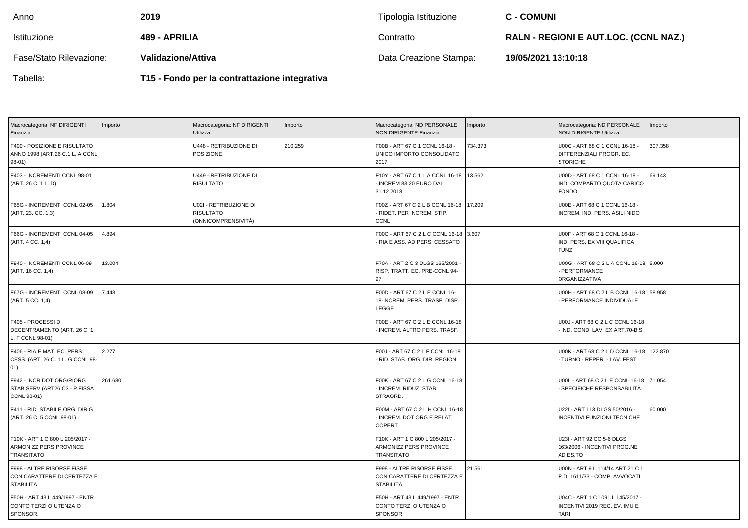| Anno | 2019 | Tipologia Istituzione | C - COMUNI |
|---|---|---|---|
| Istituzione | **489 - APRILIA** | Contratto | **RALN - REGIONI E AUT.LOC. (CCNL NAZ.)** |
| Fase/Stato Rilevazione: | **Validazione/Attiva** | Data Creazione Stampa: | **19/05/2021 13:10:18** |
| Tabella: | **T15 - Fondo per la contrattazione integrativa** | | |

| Macrocategoria: NF DIRIGENTI Finanzia | Importo | Macrocategoria: NF DIRIGENTI Utilizza | Importo | Macrocategoria: ND PERSONALE NON DIRIGENTE Finanzia | Importo | Macrocategoria: ND PERSONALE NON DIRIGENTE Utilizza | Importo |
|---|---|---|---|---|---|---|---|
| F400 - POSIZIONE E RISULTATO ANNO 1998 (ART.26 C.1 L. A CCNL 98-01) | | U448 - RETRIBUZIONE DI POSIZIONE | 210.259 | F00B - ART 67 C 1 CCNL 16-18 - UNICO IMPORTO CONSOLIDATO 2017 | 734.373 | U00C - ART 68 C 1 CCNL 16-18 - DIFFERENZIALI PROGR. EC. STORICHE | 307.358 |
| F403 - INCREMENTI CCNL 98-01 (ART. 26 C. 1 L. D) | | U449 - RETRIBUZIONE DI RISULTATO | | F10Y - ART 67 C 1 L A CCNL 16-18 - INCREM 83,20 EURO DAL 31.12.2018 | 13.562 | U00D - ART 68 C 1 CCNL 16-18 - IND. COMPARTO QUOTA CARICO FONDO | 69.143 |
| F65G - INCREMENTI CCNL 02-05 (ART. 23. CC. 1,3) | 1.804 | U02I - RETRIBUZIONE DI RISULTATO (ONNICOMPRENSIVITÀ) | | F00Z - ART 67 C 2 L B CCNL 16-18 - RIDET. PER INCREM. STIP. CCNL | 17.209 | U00E - ART 68 C 1 CCNL 16-18 - INCREM. IND. PERS. ASILI NIDO | |
| F66G - INCREMENTI CCNL 04-05 (ART. 4 CC. 1,4) | 4.894 | | | F00C - ART 67 C 2 L C CCNL 16-18 - RIA E ASS. AD PERS. CESSATO | 3.607 | U00F - ART 68 C 1 CCNL 16-18 - IND. PERS. EX VIII QUALIFICA FUNZ. | |
| F940 - INCREMENTI CCNL 06-09 (ART. 16 CC. 1,4) | 13.004 | | | F70A - ART 2 C 3 DLGS 165/2001 - RISP. TRATT. EC. PRE-CCNL 94-97 | | U00G - ART 68 C 2 L A CCNL 16-18 - PERFORMANCE ORGANIZZATIVA | 5.000 |
| F67G - INCREMENTI CCNL 08-09 (ART. 5 CC. 1,4) | 7.443 | | | F00D - ART 67 C 2 L E CCNL 16-18-INCREM. PERS. TRASF. DISP. LEGGE | | U00H - ART 68 C 2 L B CCNL 16-18 - PERFORMANCE INDIVIDUALE | 58.958 |
| F405 - PROCESSI DI DECENTRAMENTO (ART. 26 C. 1 L. F CCNL 98-01) | | | | F00E - ART 67 C 2 L E CCNL 16-18 - INCREM. ALTRO PERS. TRASF. | | U00J - ART 68 C 2 L C CCNL 16-18 - IND. COND. LAV. EX ART.70-BIS | |
| F406 - RIA E MAT. EC. PERS. CESS. (ART. 26 C. 1 L. G CCNL 98-01) | 2.277 | | | F00J - ART 67 C 2 L F CCNL 16-18 - RID. STAB. ORG. DIR. REGIONI | | U00K - ART 68 C 2 L D CCNL 16-18 - TURNO - REPER. - LAV. FEST. | 122.870 |
| F942 - INCR DOT ORG/RIORG STAB SERV (ART26 C3 - P.FISSA CCNL 98-01) | 261.680 | | | F00K - ART 67 C 2 L G CCNL 16-18 - INCREM. RIDUZ. STAB. STRAORD. | | U00L - ART 68 C 2 L E CCNL 16-18 - SPECIFICHE RESPONSABILITÀ | 71.054 |
| F411 - RID. STABILE ORG. DIRIG. (ART. 26 C. 5 CCNL 98-01) | | | | F00M - ART 67 C 2 L H CCNL 16-18 - INCREM. DOT ORG E RELAT COPERT | | U22I - ART 113 DLGS 50/2016 - INCENTIVI FUNZIONI TECNICHE | 60.000 |
| F10K - ART 1 C 800 L 205/2017 - ARMONIZZ PERS PROVINCE TRANSITATO | | | | F10K - ART 1 C 800 L 205/2017 - ARMONIZZ PERS PROVINCE TRANSITATO | | U23I - ART 92 CC 5-6 DLGS 163/2006 - INCENTIVI PROG.NE AD ES.TO | |
| F998 - ALTRE RISORSE FISSE CON CARATTERE DI CERTEZZA E STABILITÀ | | | | F998 - ALTRE RISORSE FISSE CON CARATTERE DI CERTEZZA E STABILITÀ | 21.561 | U00N - ART 9 L 114/14 ART 21 C 1 R.D. 1611/33 - COMP. AVVOCATI | |
| F50H - ART 43 L 449/1997 - ENTR. CONTO TERZI O UTENZA O SPONSOR. | | | | F50H - ART 43 L 449/1997 - ENTR. CONTO TERZI O UTENZA O SPONSOR. | | U04C - ART 1 C 1091 L 145/2017 - INCENTIVI 2019 REC. EV. IMU E TARI | |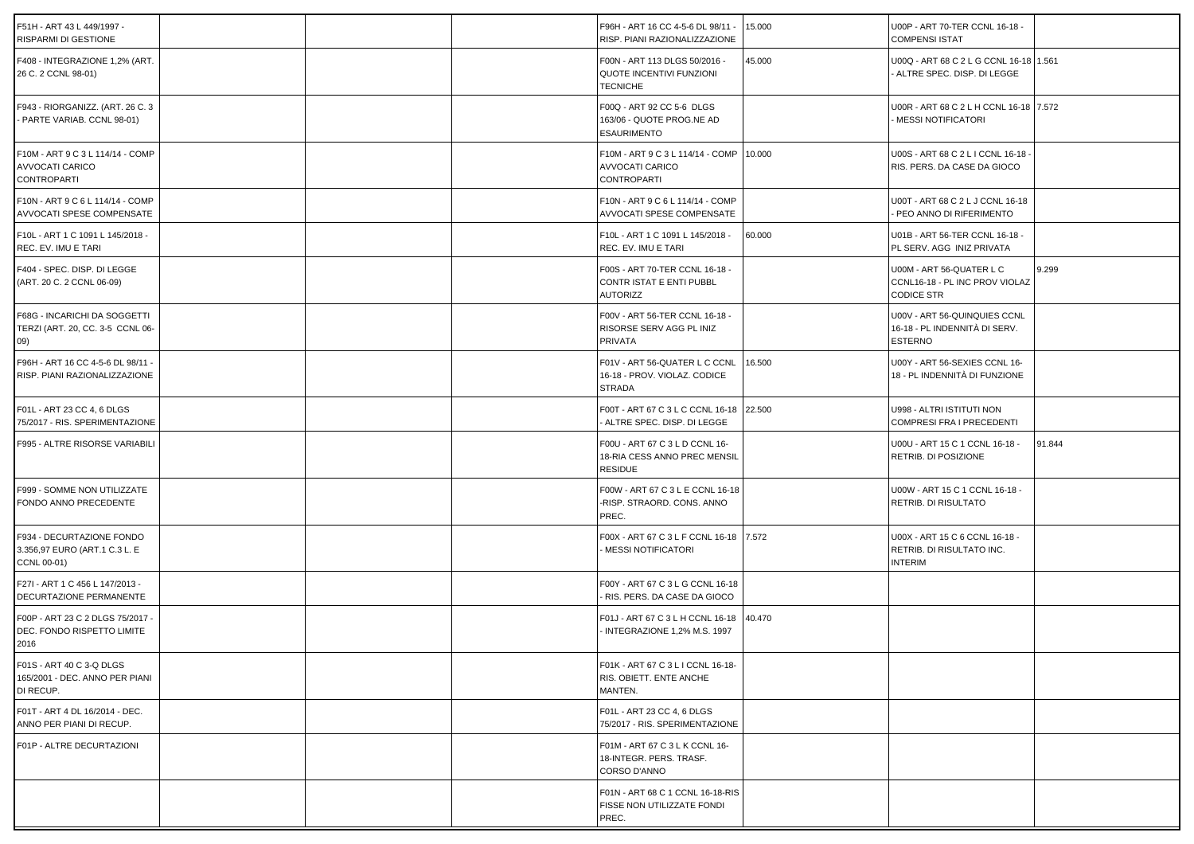| | | | | | | | |
|---|---|---|---|---|---|---|---|
| F51H - ART 43 L 449/1997 - RISPARMI DI GESTIONE | | | | F96H - ART 16 CC 4-5-6 DL 98/11 - RISP. PIANI RAZIONALIZZAZIONE | 15.000 | U00P - ART 70-TER CCNL 16-18 - COMPENSI ISTAT | |
| F408 - INTEGRAZIONE 1,2% (ART. 26 C. 2 CCNL 98-01) | | | | F00N - ART 113 DLGS 50/2016 - QUOTE INCENTIVI FUNZIONI TECNICHE | 45.000 | U00Q - ART 68 C 2 L G CCNL 16-18 - ALTRE SPEC. DISP. DI LEGGE | 1.561 |
| F943 - RIORGANIZZ. (ART. 26 C. 3 - PARTE VARIAB. CCNL 98-01) | | | | F00Q - ART 92 CC 5-6 DLGS 163/06 - QUOTE PROG.NE AD ESAURIMENTO | | U00R - ART 68 C 2 L H CCNL 16-18 - MESSI NOTIFICATORI | 7.572 |
| F10M - ART 9 C 3 L 114/14 - COMP AVVOCATI CARICO CONTROPARTI | | | | F10M - ART 9 C 3 L 114/14 - COMP AVVOCATI CARICO CONTROPARTI | 10.000 | U00S - ART 68 C 2 L I CCNL 16-18 - RIS. PERS. DA CASE DA GIOCO | |
| F10N - ART 9 C 6 L 114/14 - COMP AVVOCATI SPESE COMPENSATE | | | | F10N - ART 9 C 6 L 114/14 - COMP AVVOCATI SPESE COMPENSATE | | U00T - ART 68 C 2 L J CCNL 16-18 - PEO ANNO DI RIFERIMENTO | |
| F10L - ART 1 C 1091 L 145/2018 - REC. EV. IMU E TARI | | | | F10L - ART 1 C 1091 L 145/2018 - REC. EV. IMU E TARI | 60.000 | U01B - ART 56-TER CCNL 16-18 - PL SERV. AGG INIZ PRIVATA | |
| F404 - SPEC. DISP. DI LEGGE (ART. 20 C. 2 CCNL 06-09) | | | | F00S - ART 70-TER CCNL 16-18 - CONTR ISTAT E ENTI PUBBL AUTORIZZ | | U00M - ART 56-QUATER L C CCNL16-18 - PL INC PROV VIOLAZ CODICE STR | 9.299 |
| F68G - INCARICHI DA SOGGETTI TERZI (ART. 20, CC. 3-5 CCNL 06-09) | | | | F00V - ART 56-TER CCNL 16-18 - RISORSE SERV AGG PL INIZ PRIVATA | | U00V - ART 56-QUINQUIES CCNL 16-18 - PL INDENNITÀ DI SERV. ESTERNO | |
| F96H - ART 16 CC 4-5-6 DL 98/11 - RISP. PIANI RAZIONALIZZAZIONE | | | | F01V - ART 56-QUATER L C CCNL 16-18 - PROV. VIOLAZ. CODICE STRADA | 16.500 | U00Y - ART 56-SEXIES CCNL 16-18 - PL INDENNITÀ DI FUNZIONE | |
| F01L - ART 23 CC 4, 6 DLGS 75/2017 - RIS. SPERIMENTAZIONE | | | | F00T - ART 67 C 3 L C CCNL 16-18 - ALTRE SPEC. DISP. DI LEGGE | 22.500 | U998 - ALTRI ISTITUTI NON COMPRESI FRA I PRECEDENTI | |
| F995 - ALTRE RISORSE VARIABILI | | | | F00U - ART 67 C 3 L D CCNL 16-18-RIA CESS ANNO PREC MENSIL RESIDUE | | U00U - ART 15 C 1 CCNL 16-18 - RETRIB. DI POSIZIONE | 91.844 |
| F999 - SOMME NON UTILIZZATE FONDO ANNO PRECEDENTE | | | | F00W - ART 67 C 3 L E CCNL 16-18 -RISP. STRAORD. CONS. ANNO PREC. | | U00W - ART 15 C 1 CCNL 16-18 - RETRIB. DI RISULTATO | |
| F934 - DECURTAZIONE FONDO 3.356,97 EURO (ART.1 C.3 L. E CCNL 00-01) | | | | F00X - ART 67 C 3 L F CCNL 16-18 - MESSI NOTIFICATORI | 7.572 | U00X - ART 15 C 6 CCNL 16-18 - RETRIB. DI RISULTATO INC. INTERIM | |
| F27I - ART 1 C 456 L 147/2013 - DECURTAZIONE PERMANENTE | | | | F00Y - ART 67 C 3 L G CCNL 16-18 - RIS. PERS. DA CASE DA GIOCO | | | |
| F00P - ART 23 C 2 DLGS 75/2017 - DEC. FONDO RISPETTO LIMITE 2016 | | | | F01J - ART 67 C 3 L H CCNL 16-18 - INTEGRAZIONE 1,2% M.S. 1997 | 40.470 | | |
| F01S - ART 40 C 3-Q DLGS 165/2001 - DEC. ANNO PER PIANI DI RECUP. | | | | F01K - ART 67 C 3 L I CCNL 16-18- RIS. OBIETT. ENTE ANCHE MANTEN. | | | |
| F01T - ART 4 DL 16/2014 - DEC. ANNO PER PIANI DI RECUP. | | | | F01L - ART 23 CC 4, 6 DLGS 75/2017 - RIS. SPERIMENTAZIONE | | | |
| F01P - ALTRE DECURTAZIONI | | | | F01M - ART 67 C 3 L K CCNL 16-18-INTEGR. PERS. TRASF. CORSO D'ANNO | | | |
| | | | | F01N - ART 68 C 1 CCNL 16-18-RIS FISSE NON UTILIZZATE FONDI PREC. | | | |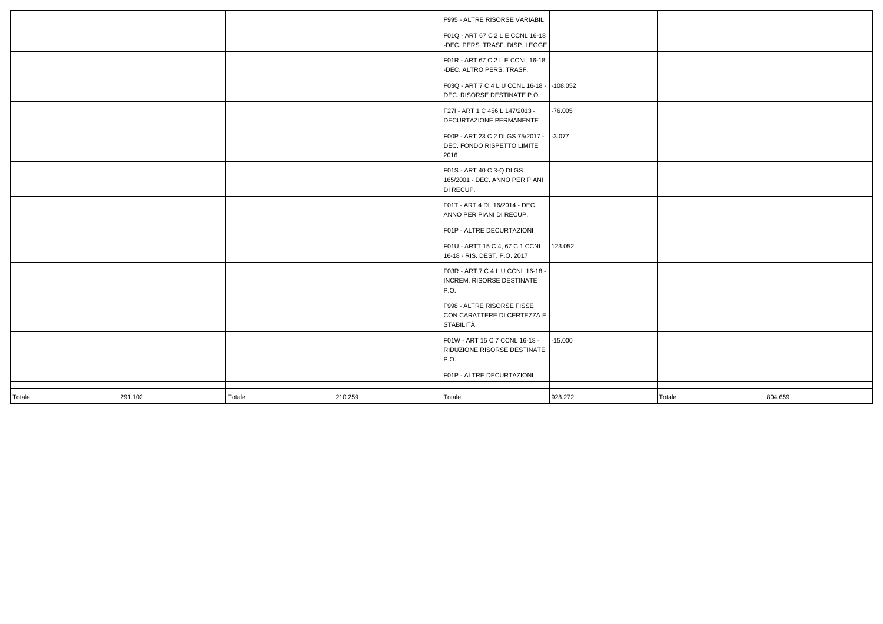| | | | | | | | |
|---|---|---|---|---|---|---|---|
| | | | | F995 - ALTRE RISORSE VARIABILI | | | |
| | | | | F01Q - ART 67 C 2 L E CCNL 16-18 -DEC. PERS. TRASF. DISP. LEGGE | | | |
| | | | | F01R - ART 67 C 2 L E CCNL 16-18 -DEC. ALTRO PERS. TRASF. | | | |
| | | | | F03Q - ART 7 C 4 L U CCNL 16-18 - DEC. RISORSE DESTINATE P.O. | -108.052 | | |
| | | | | F27I - ART 1 C 456 L 147/2013 - DECURTAZIONE PERMANENTE | -76.005 | | |
| | | | | F00P - ART 23 C 2 DLGS 75/2017 - DEC. FONDO RISPETTO LIMITE 2016 | -3.077 | | |
| | | | | F01S - ART 40 C 3-Q DLGS 165/2001 - DEC. ANNO PER PIANI DI RECUP. | | | |
| | | | | F01T - ART 4 DL 16/2014 - DEC. ANNO PER PIANI DI RECUP. | | | |
| | | | | F01P - ALTRE DECURTAZIONI | | | |
| | | | | F01U - ARTT 15 C 4, 67 C 1 CCNL 16-18 - RIS. DEST. P.O. 2017 | 123.052 | | |
| | | | | F03R - ART 7 C 4 L U CCNL 16-18 - INCREM. RISORSE DESTINATE P.O. | | | |
| | | | | F998 - ALTRE RISORSE FISSE CON CARATTERE DI CERTEZZA E STABILITÀ | | | |
| | | | | F01W - ART 15 C 7 CCNL 16-18 - RIDUZIONE RISORSE DESTINATE P.O. | -15.000 | | |
| | | | | F01P - ALTRE DECURTAZIONI | | | |
| | | | | | | | |
| Totale | 291.102 | Totale | 210.259 | Totale | 928.272 | Totale | 804.659 |